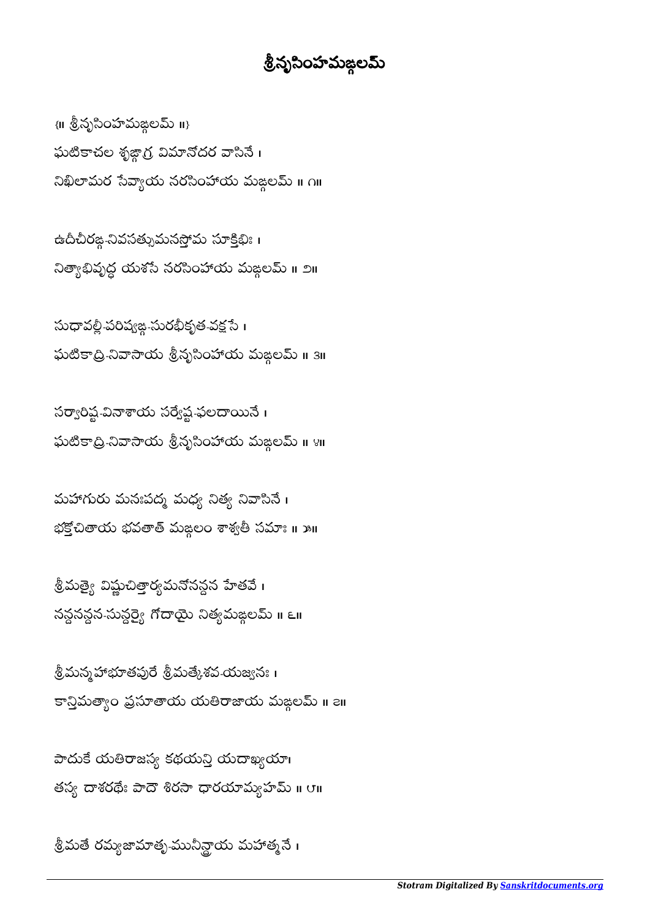# శ్రీనృసింహమఙ్గలమ్

{॥ శ్రీనృసింహమఙ్గలమ్ ॥}

ఘటికాచల శృఙ్గాగ్ర విమానోదర వాసినే ।
నిఖిలామర సేవ్యాయ నరసింహాయ మఙ్గలమ్ ॥ ౧॥

ఉదీచీరఙ్గ-నివసత్సుమనస్తోమ సూక్తిభిః ।
నిత్యాభివృద్ధ యశసే నరసింహాయ మఙ్గలమ్ ॥ ౨॥

సుధావల్లీ-పరిష్వఙ్గ-సురభీకృత-వక్షసే ।
ఘటికాద్రి-నివాసాయ శ్రీనృసింహాయ మఙ్గలమ్ ॥ ౩॥

సర్వారిష్ట-వినాశాయ సర్వేష్ట-ఫలదాయినే ।
ఘటికాద్రి-నివాసాయ శ్రీనృసింహాయ మఙ్గలమ్ ॥ ౪॥

మహాగురు మనఃపద్మ మధ్య నిత్య నివాసినే ।
భక్తోచితాయ భవతాత్ మఙ్గలం శాశ్వతీ సమాః ॥ ౫॥

శ్రీమత్యై విష్ణుచిత్తార్యమనోనన్దన హేతవే ।
నన్దనన్దన-సున్దర్యై గోదాయై నిత్యమఙ్గలమ్ ॥ ౬॥

శ్రీమన్మహాభూతపురే శ్రీమత్కేశవ-యజ్వనః ।
కాన్తిమత్యాం ప్రసూతాయ యతిరాజాయ మఙ్గలమ్ ॥ ౭॥

పాదుకే యతిరాజస్య కథయన్తి యదాఖ్యయా।
తస్య దాశరథేః పాదౌ శిరసా ధారయామ్యహమ్ ॥ ౮॥

శ్రీమతే రమ్యజామాతృ-మునీన్ద్రాయ మహాత్మనే ।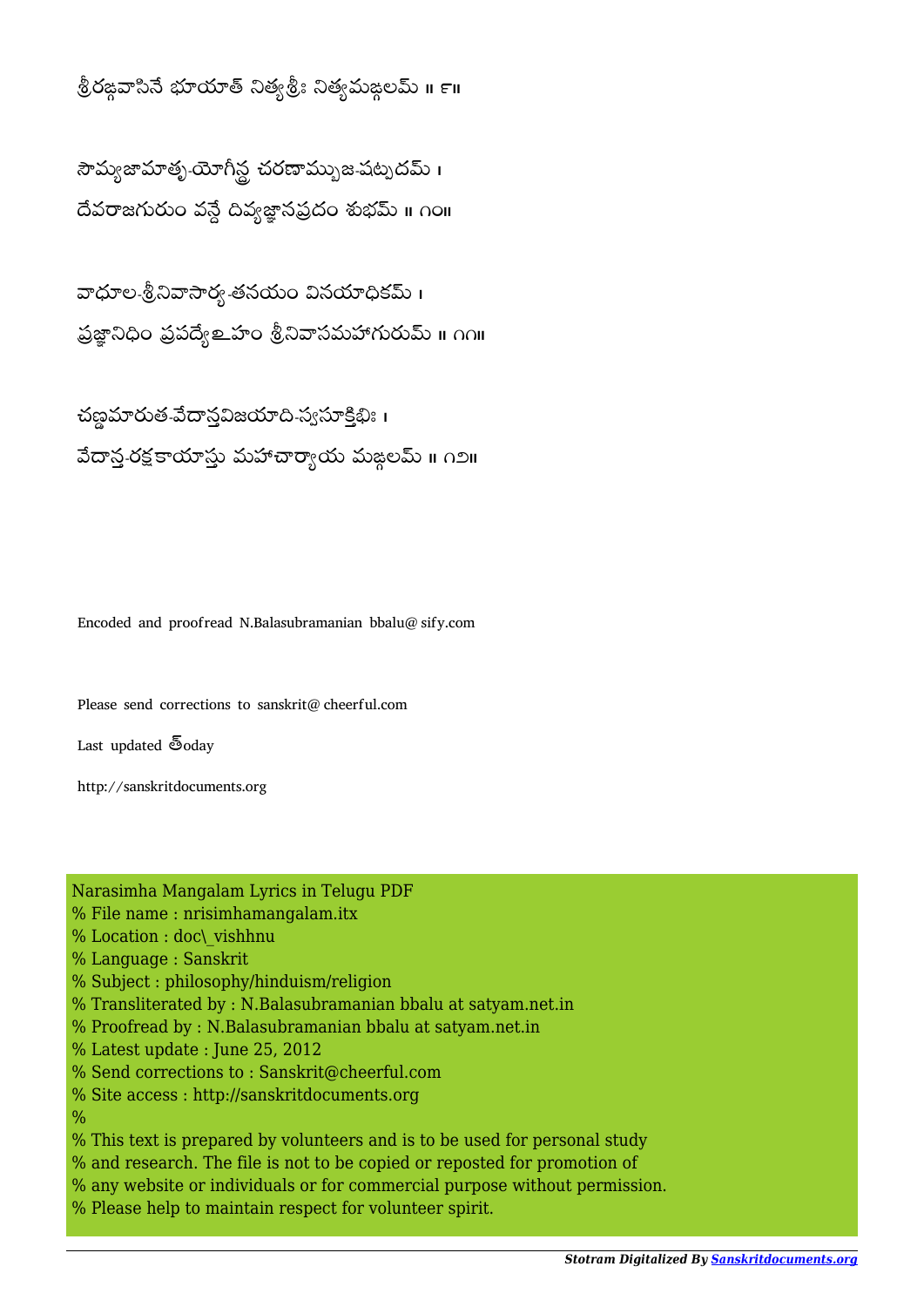శ్రీరఙ్గవాసినే భూయాత్ నిత్యశ్రీః నిత్యమఙ్గలమ్ ॥ ౯॥

సౌమ్యజామాతృ-యోగీన్ద్ర చరణామ్బుజ-షట్పదమ్ ।
దేవరాజగురుం వన్దే దివ్యజ్ఞానప్రదం శుభమ్ ॥ ౧౦॥

వాధూల-శ్రీనివాసార్య-తనయం వినయాధికమ్ ।
ప్రజ్ఞానిధిం ప్రపద్యేఽహం శ్రీనివాసమహాగురుమ్ ॥ ౧౧॥

చణ్డమారుత-వేదాన్తవిజయాది-స్వసూక్తిభిః ।
వేదాన్త-రక్షకాయాస్తు మహాచార్యాయ మఙ్గలమ్ ॥ ౧౨॥

Encoded and proofread N.Balasubramanian bbalu@ sify.com

Please send corrections to sanskrit@ cheerful.com

Last updated త్oday

http://sanskritdocuments.org

Narasimha Mangalam Lyrics in Telugu PDF
% File name : nrisimhamangalam.itx
% Location : doc\_vishhnu
% Language : Sanskrit
% Subject : philosophy/hinduism/religion
% Transliterated by : N.Balasubramanian bbalu at satyam.net.in
% Proofread by : N.Balasubramanian bbalu at satyam.net.in
% Latest update : June 25, 2012
% Send corrections to : Sanskrit@cheerful.com
% Site access : http://sanskritdocuments.org
%
% This text is prepared by volunteers and is to be used for personal study
% and research. The file is not to be copied or reposted for promotion of
% any website or individuals or for commercial purpose without permission.
% Please help to maintain respect for volunteer spirit.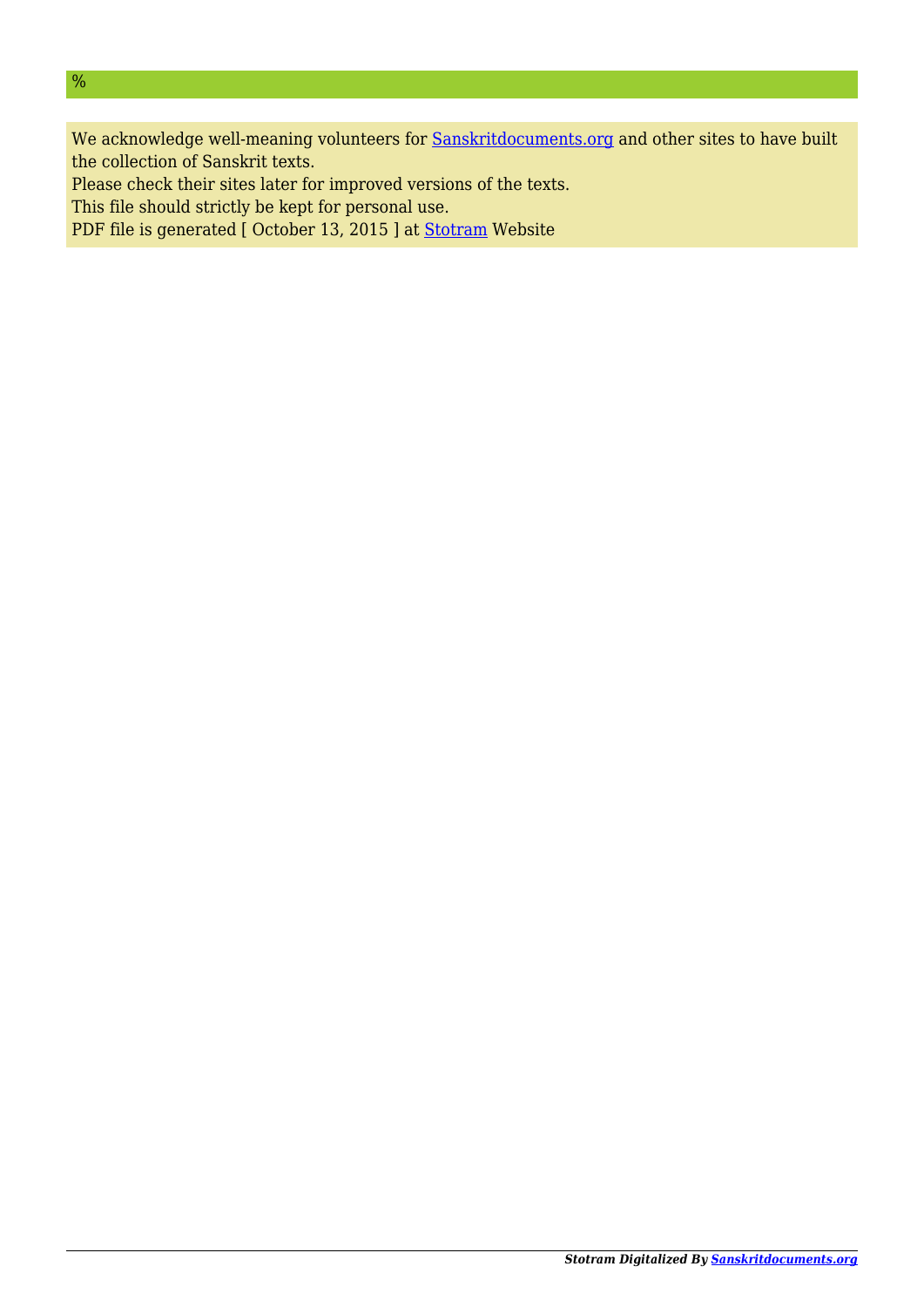%

We acknowledge well-meaning volunteers for Sanskritdocuments.org and other sites to have built the collection of Sanskrit texts.
Please check their sites later for improved versions of the texts.
This file should strictly be kept for personal use.
PDF file is generated [ October 13, 2015 ] at Stotram Website